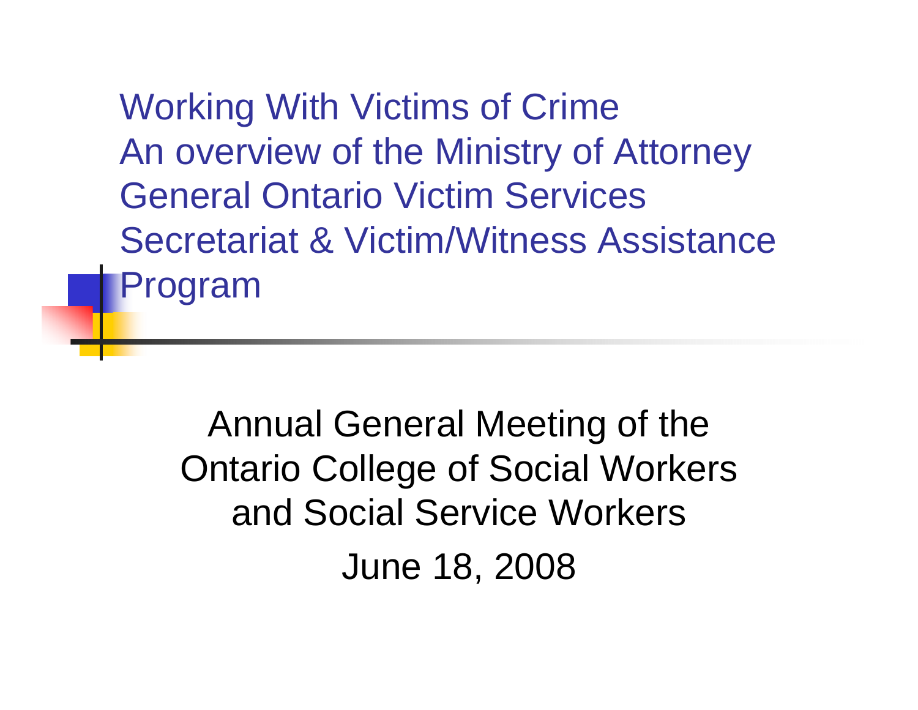# Working With Victims of Crime An overview of the Ministry of Attorney General Ontario Victim Services Secretariat & Victim/Witness Assistance Program

Annual General Meeting of the Ontario College of Social Workers and Social Service Workers

June 18, 2008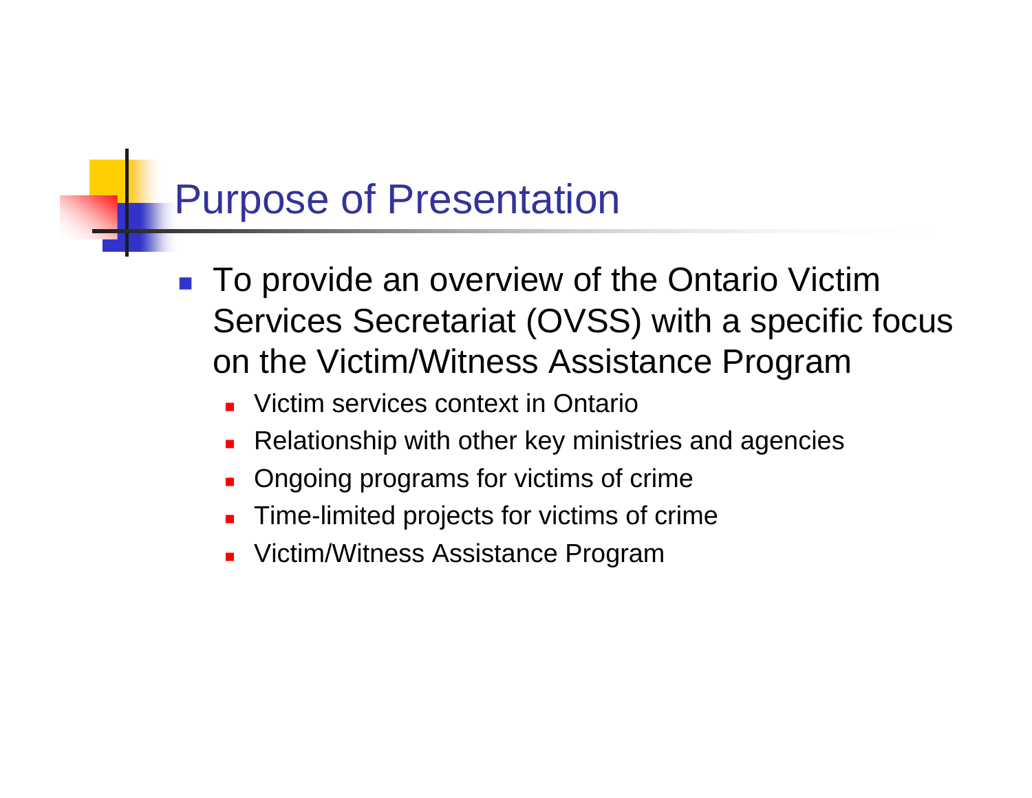# Purpose of Presentation

- To provide an overview of the Ontario Victim Services Secretariat (OVSS) with a specific focus on the Victim/Witness Assistance Program
  - Victim services context in Ontario
  - Relationship with other key ministries and agencies
  - Ongoing programs for victims of crime
  - Time-limited projects for victims of crime
  - Victim/Witness Assistance Program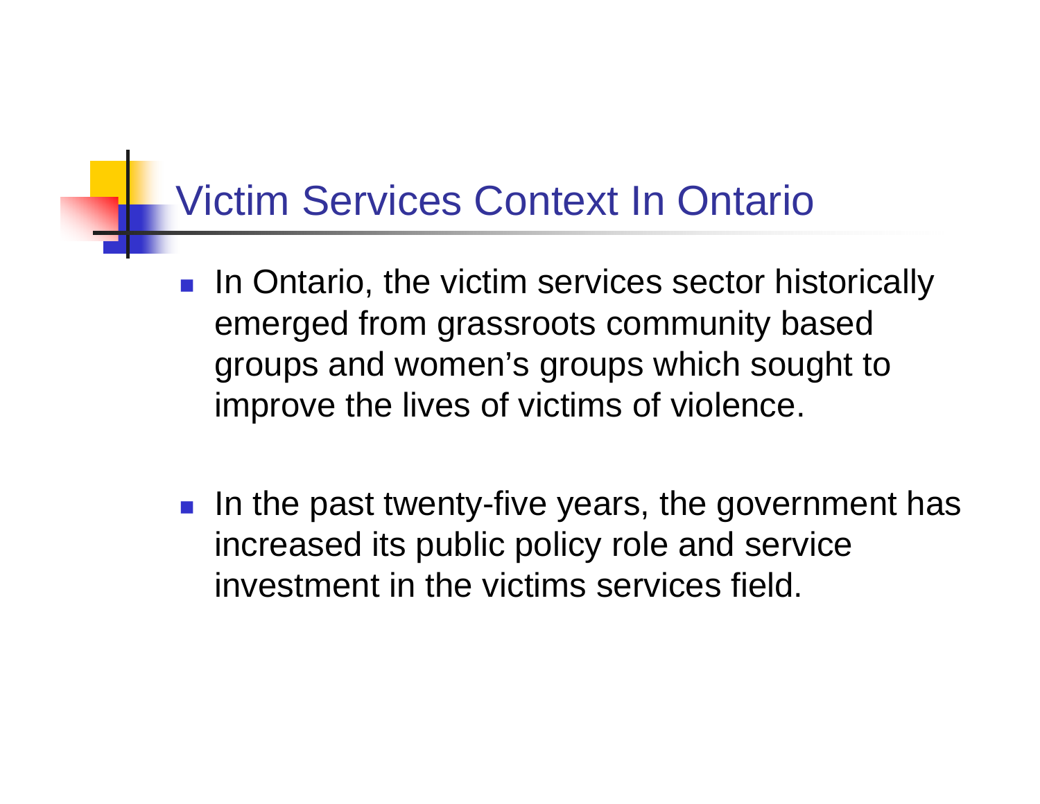# Victim Services Context In Ontario

- In Ontario, the victim services sector historically emerged from grassroots community based groups and women's groups which sought to improve the lives of victims of violence.

- In the past twenty-five years, the government has increased its public policy role and service investment in the victims services field.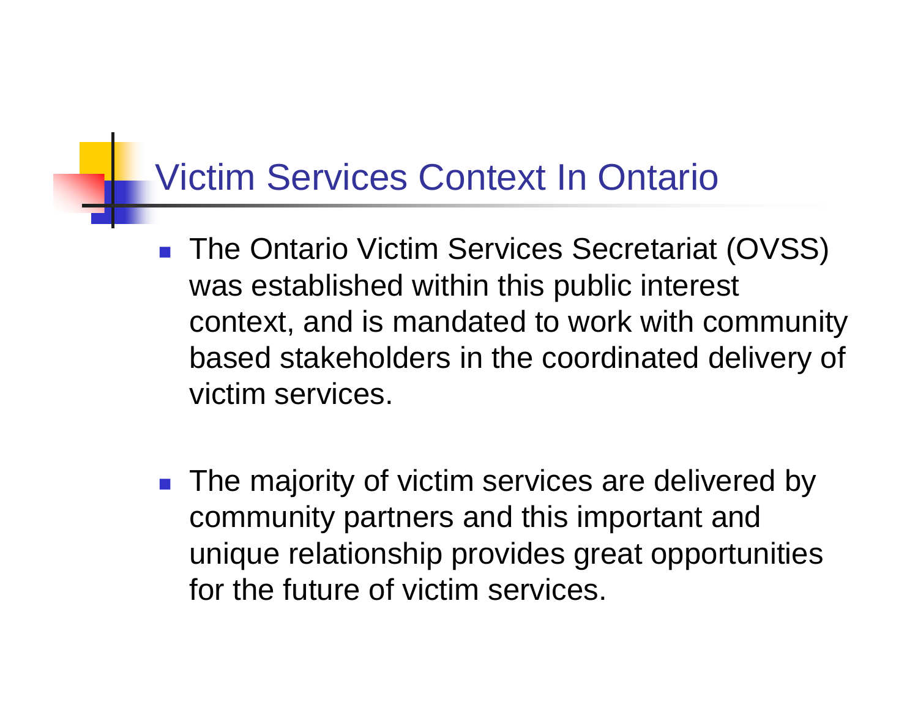# Victim Services Context In Ontario

- The Ontario Victim Services Secretariat (OVSS) was established within this public interest context, and is mandated to work with community based stakeholders in the coordinated delivery of victim services.

- The majority of victim services are delivered by community partners and this important and unique relationship provides great opportunities for the future of victim services.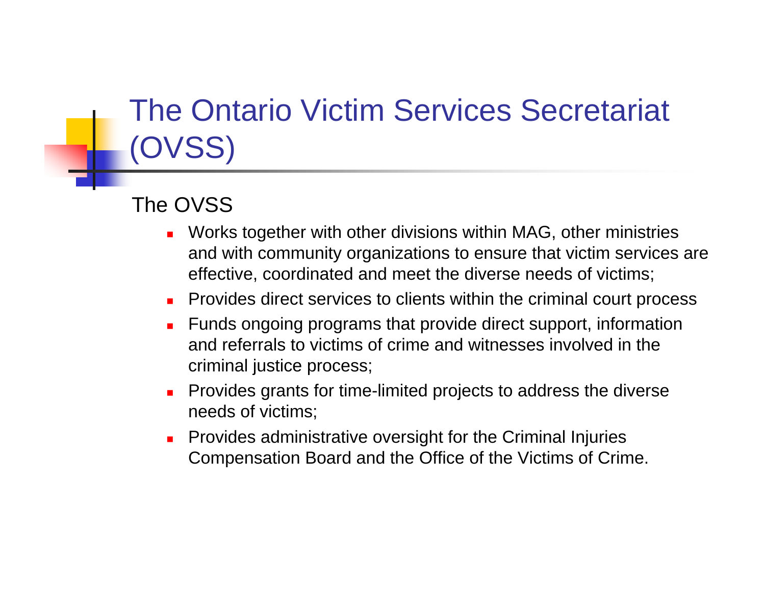# The Ontario Victim Services Secretariat (OVSS)

The OVSS

- Works together with other divisions within MAG, other ministries and with community organizations to ensure that victim services are effective, coordinated and meet the diverse needs of victims;
- Provides direct services to clients within the criminal court process
- Funds ongoing programs that provide direct support, information and referrals to victims of crime and witnesses involved in the criminal justice process;
- Provides grants for time-limited projects to address the diverse needs of victims;
- Provides administrative oversight for the Criminal Injuries Compensation Board and the Office of the Victims of Crime.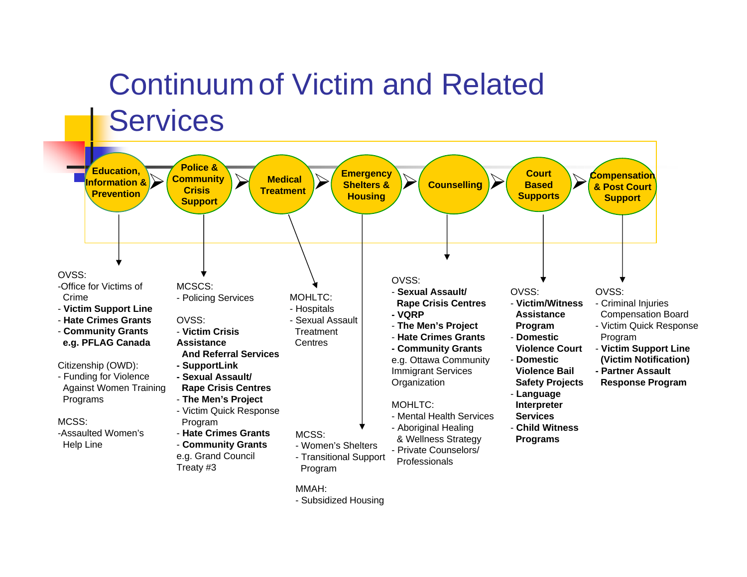# Continuum of Victim and Related Services

Education, Information & Prevention ➤ Police & Community Crisis Support ➤ Medical Treatment ➤ Emergency Shelters & Housing ➤ Counselling ➤ Court Based Supports ➤ Compensation & Post Court Support

## Education, Information & Prevention

OVSS:
- Office for Victims of Crime
- **Victim Support Line**
- **Hate Crimes Grants**
- **Community Grants e.g. PFLAG Canada**

Citizenship (OWD):
- Funding for Violence Against Women Training Programs

MCSS:
- Assaulted Women's Help Line

## Police & Community Crisis Support

MCSCS:
- Policing Services

OVSS:
- **Victim Crisis Assistance And Referral Services**
- **SupportLink**
- **Sexual Assault/ Rape Crisis Centres**
- **The Men's Project**
- Victim Quick Response Program
- **Hate Crimes Grants**
- **Community Grants** e.g. Grand Council Treaty #3

## Medical Treatment

MOHLTC:
- Hospitals
- Sexual Assault Treatment Centres

## Emergency Shelters & Housing

MCSS:
- Women's Shelters
- Transitional Support Program

MMAH:
- Subsidized Housing

## Counselling

OVSS:
- **Sexual Assault/ Rape Crisis Centres**
- **VQRP**
- **The Men's Project**
- **Hate Crimes Grants**
- **Community Grants** e.g. Ottawa Community Immigrant Services Organization

MOHLTC:
- Mental Health Services
- Aboriginal Healing & Wellness Strategy
- Private Counselors/ Professionals

## Court Based Supports

OVSS:
- **Victim/Witness Assistance Program**
- **Domestic Violence Court**
- **Domestic Violence Bail Safety Projects**
- **Language Interpreter Services**
- **Child Witness Programs**

## Compensation & Post Court Support

OVSS:
- Criminal Injuries Compensation Board
- Victim Quick Response Program
- **Victim Support Line (Victim Notification)**
- **Partner Assault Response Program**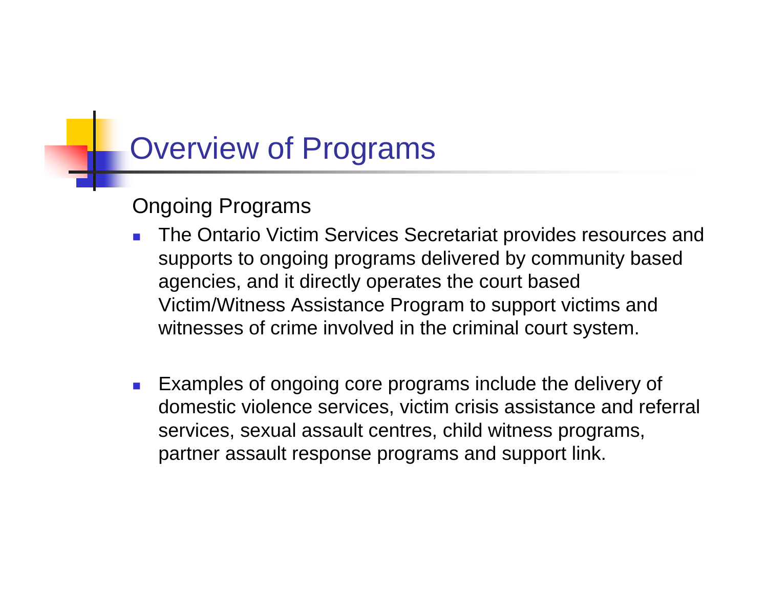# Overview of Programs

Ongoing Programs

- The Ontario Victim Services Secretariat provides resources and supports to ongoing programs delivered by community based agencies, and it directly operates the court based Victim/Witness Assistance Program to support victims and witnesses of crime involved in the criminal court system.

- Examples of ongoing core programs include the delivery of domestic violence services, victim crisis assistance and referral services, sexual assault centres, child witness programs, partner assault response programs and support link.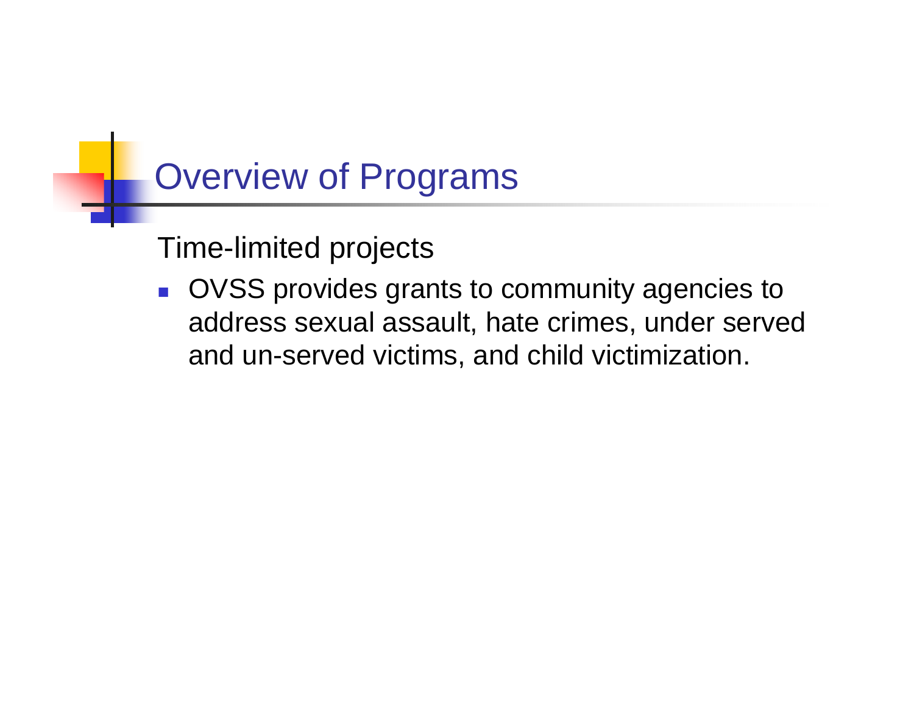# Overview of Programs

Time-limited projects

- OVSS provides grants to community agencies to address sexual assault, hate crimes, under served and un-served victims, and child victimization.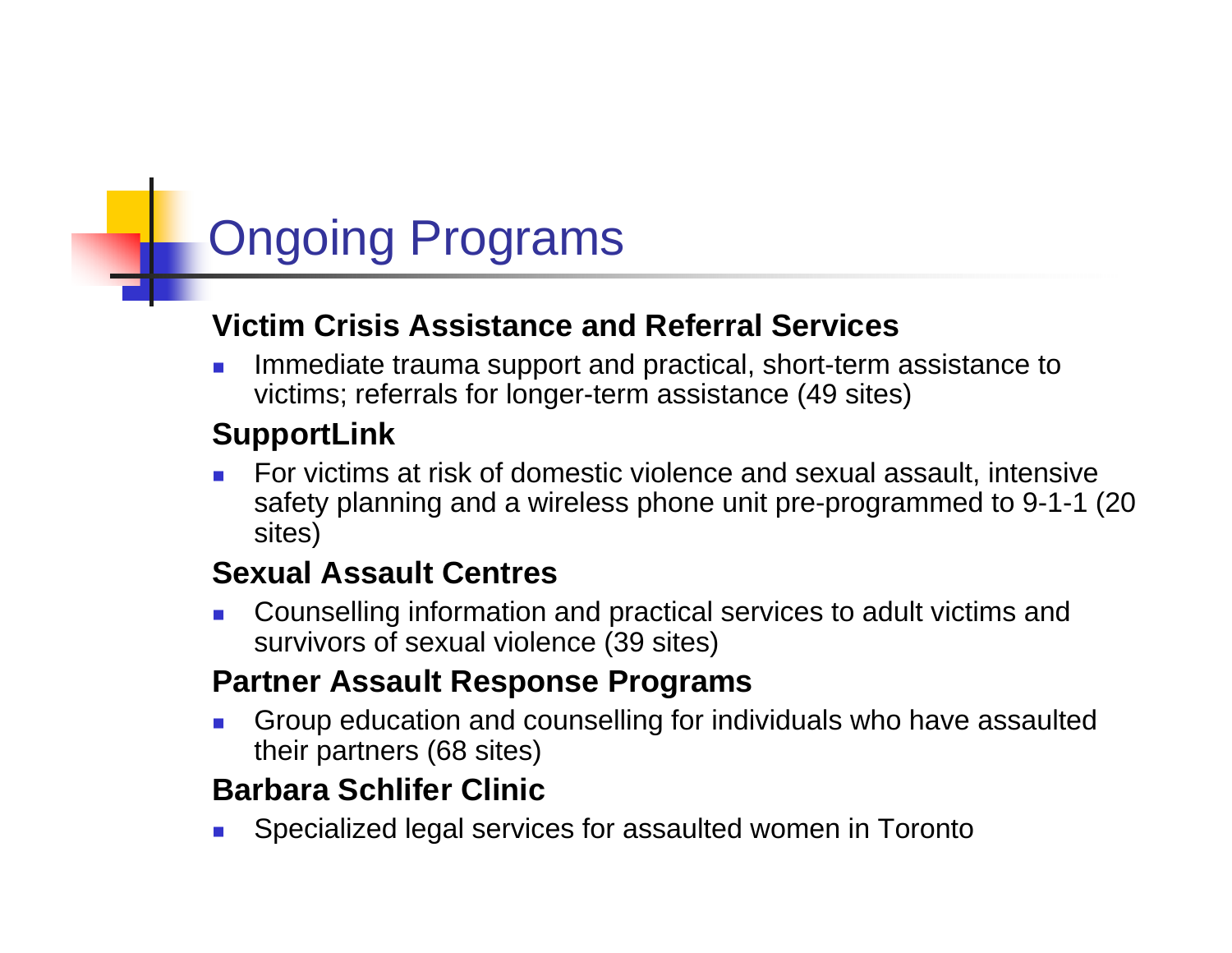# Ongoing Programs

**Victim Crisis Assistance and Referral Services**

- Immediate trauma support and practical, short-term assistance to victims; referrals for longer-term assistance (49 sites)

**SupportLink**

- For victims at risk of domestic violence and sexual assault, intensive safety planning and a wireless phone unit pre-programmed to 9-1-1 (20 sites)

**Sexual Assault Centres**

- Counselling information and practical services to adult victims and survivors of sexual violence (39 sites)

**Partner Assault Response Programs**

- Group education and counselling for individuals who have assaulted their partners (68 sites)

**Barbara Schlifer Clinic**

- Specialized legal services for assaulted women in Toronto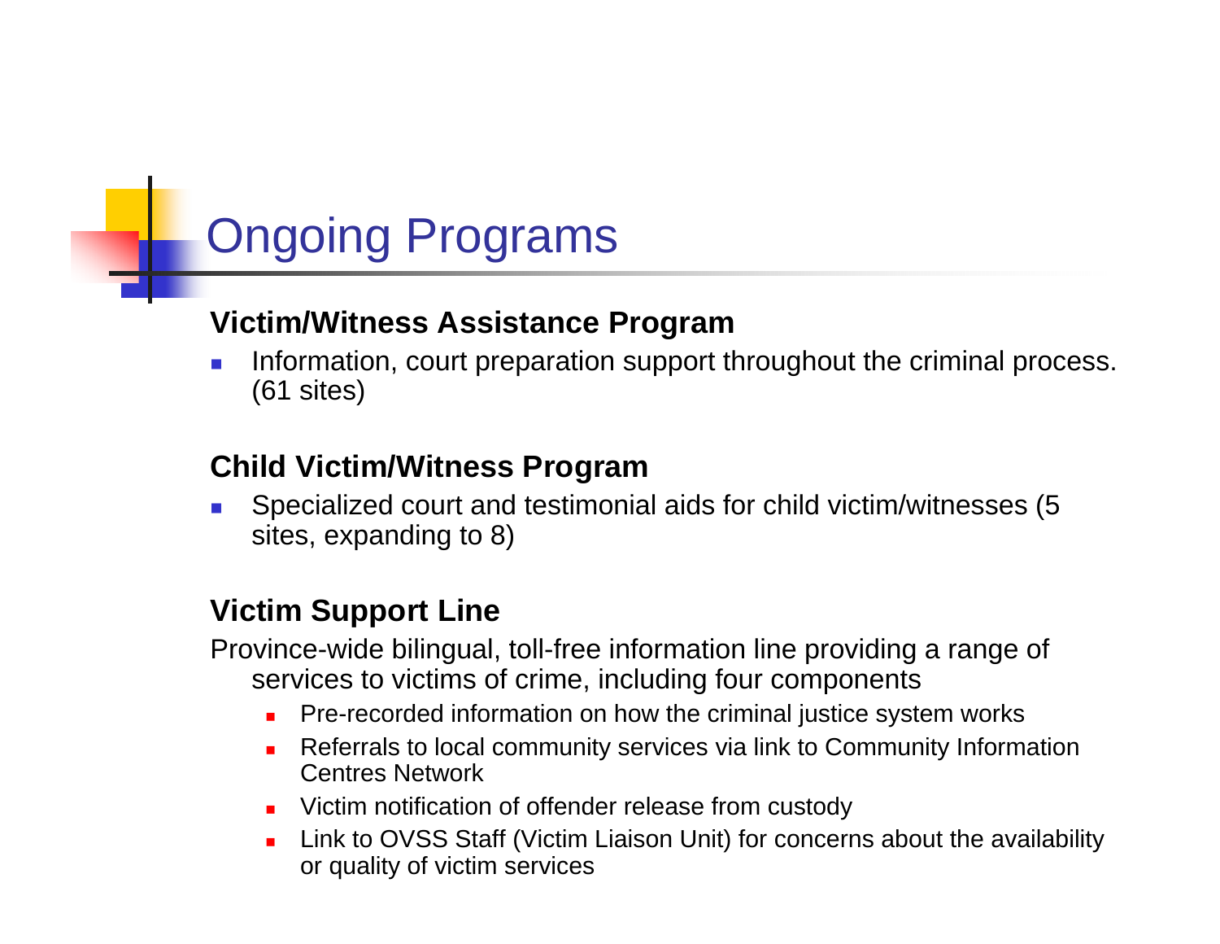# Ongoing Programs

**Victim/Witness Assistance Program**

- Information, court preparation support throughout the criminal process. (61 sites)

**Child Victim/Witness Program**

- Specialized court and testimonial aids for child victim/witnesses (5 sites, expanding to 8)

**Victim Support Line**

Province-wide bilingual, toll-free information line providing a range of services to victims of crime, including four components

- Pre-recorded information on how the criminal justice system works
- Referrals to local community services via link to Community Information Centres Network
- Victim notification of offender release from custody
- Link to OVSS Staff (Victim Liaison Unit) for concerns about the availability or quality of victim services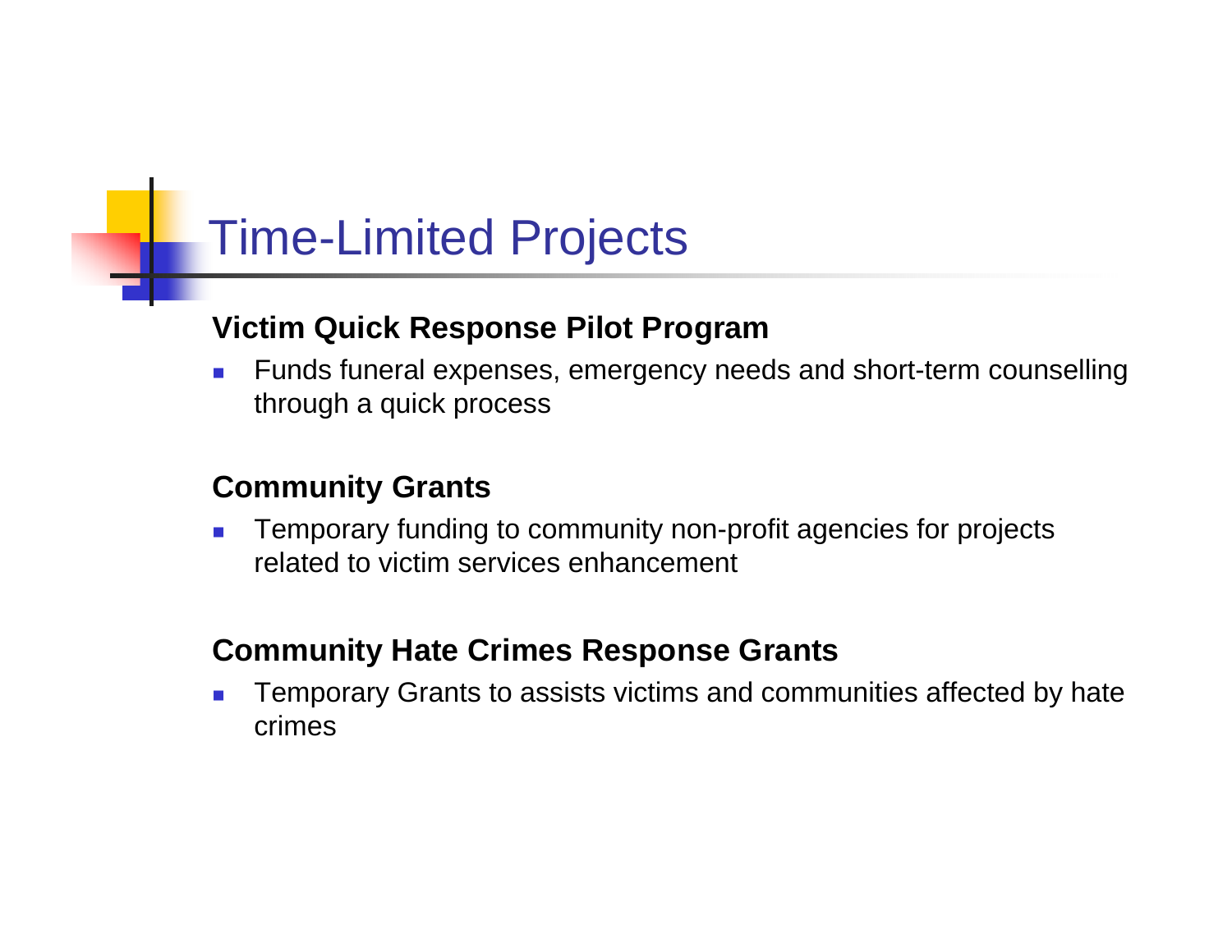# Time-Limited Projects

**Victim Quick Response Pilot Program**

- Funds funeral expenses, emergency needs and short-term counselling through a quick process

**Community Grants**

- Temporary funding to community non-profit agencies for projects related to victim services enhancement

**Community Hate Crimes Response Grants**

- Temporary Grants to assists victims and communities affected by hate crimes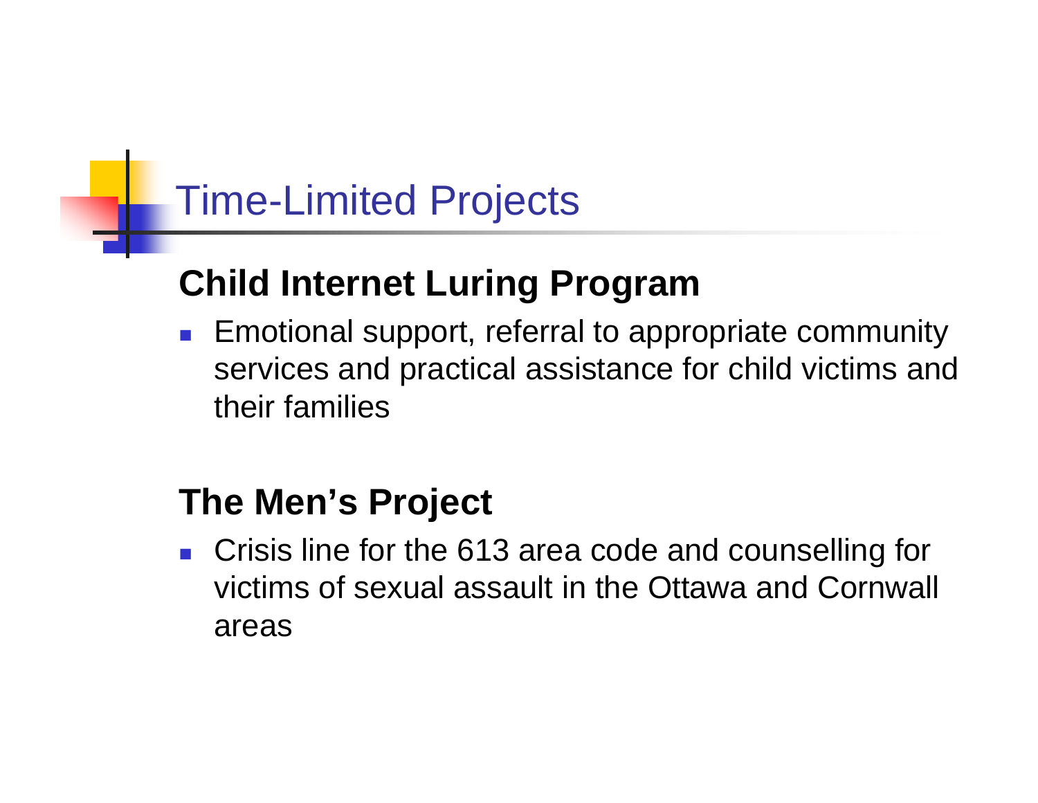# Time-Limited Projects

## Child Internet Luring Program

- Emotional support, referral to appropriate community services and practical assistance for child victims and their families

## The Men’s Project

- Crisis line for the 613 area code and counselling for victims of sexual assault in the Ottawa and Cornwall areas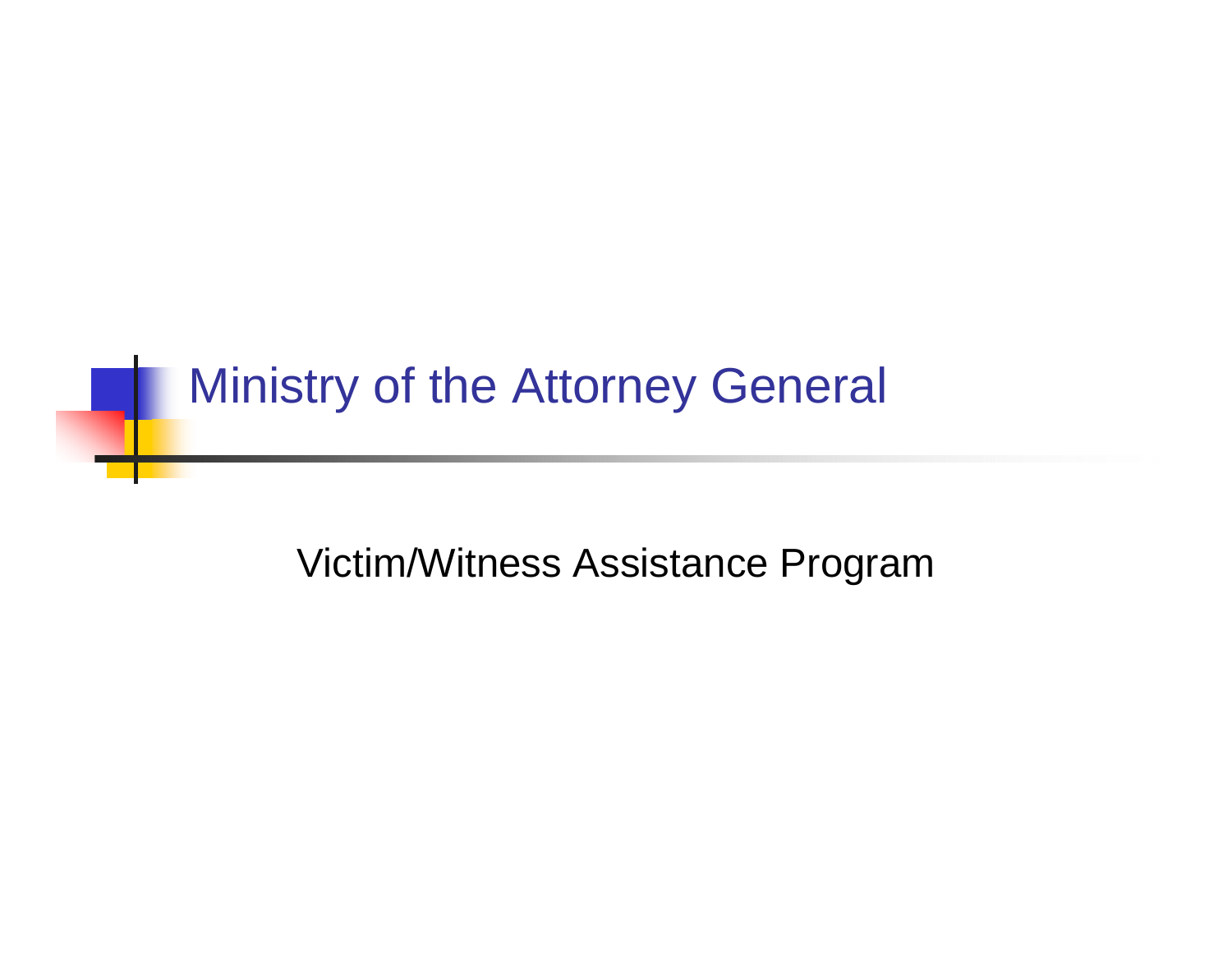# Ministry of the Attorney General

Victim/Witness Assistance Program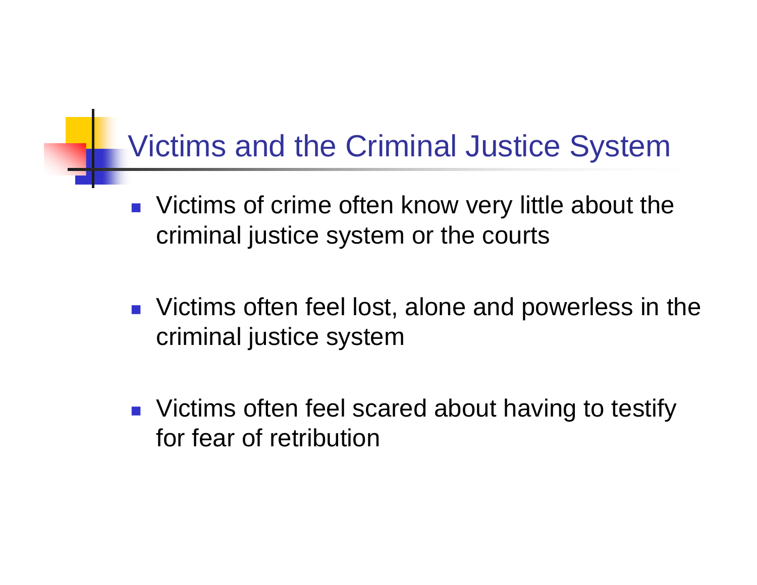# Victims and the Criminal Justice System

- Victims of crime often know very little about the criminal justice system or the courts
- Victims often feel lost, alone and powerless in the criminal justice system
- Victims often feel scared about having to testify for fear of retribution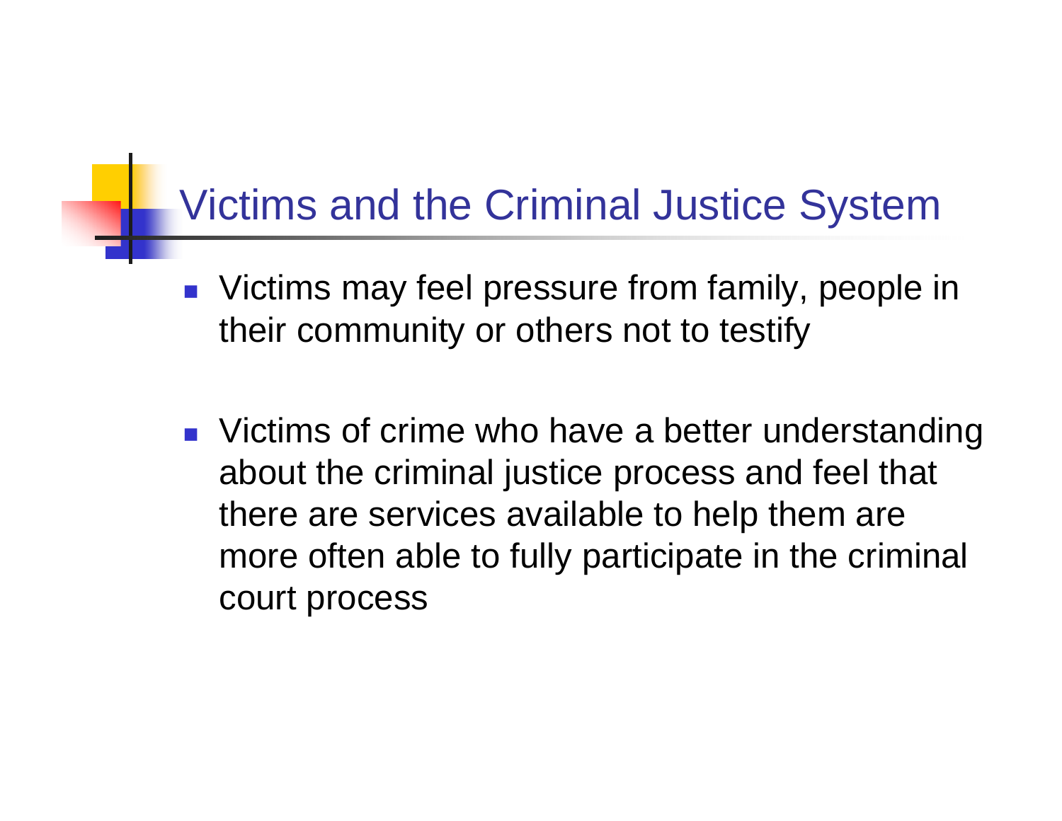# Victims and the Criminal Justice System

- Victims may feel pressure from family, people in their community or others not to testify

- Victims of crime who have a better understanding about the criminal justice process and feel that there are services available to help them are more often able to fully participate in the criminal court process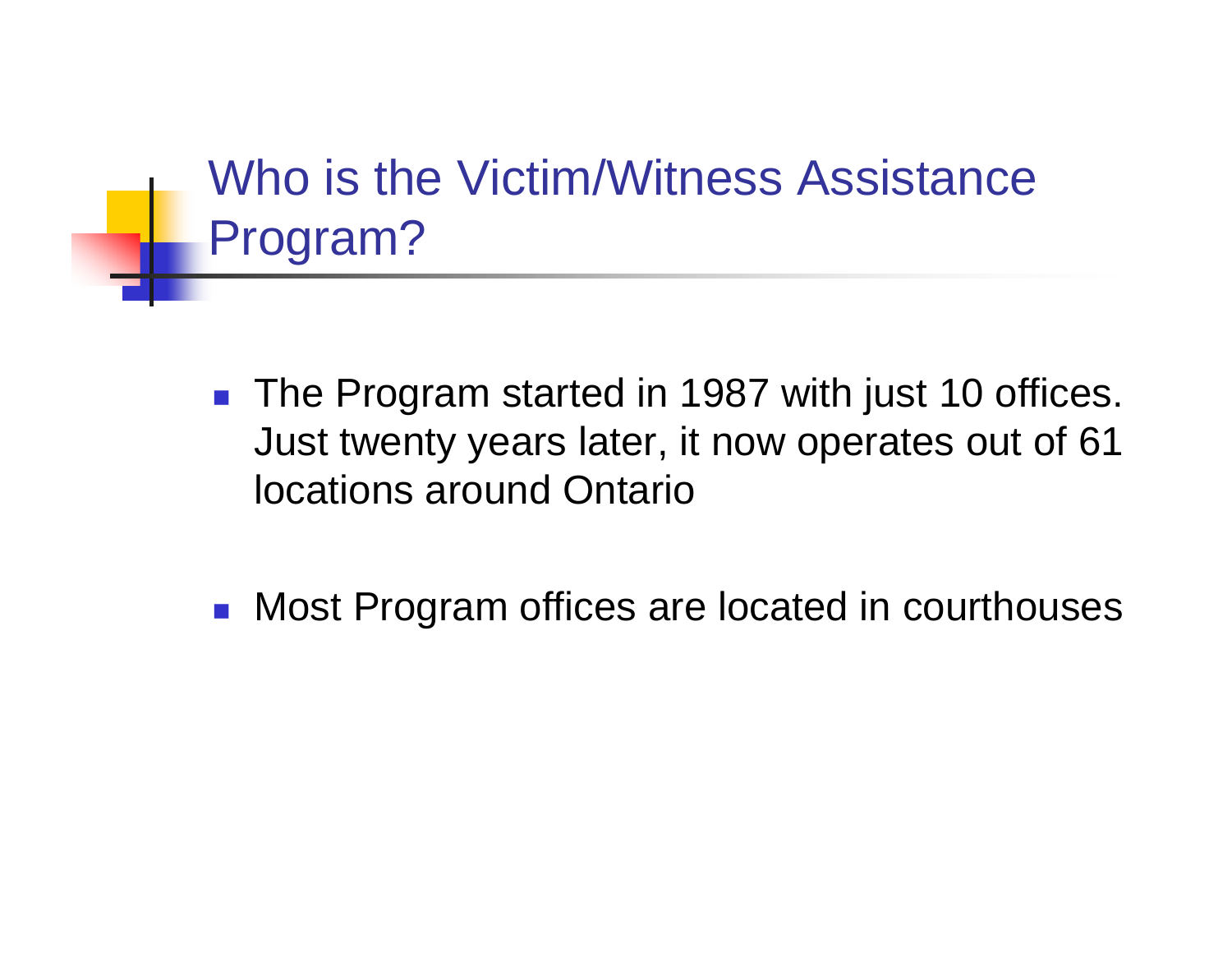## Who is the Victim/Witness Assistance Program?

- The Program started in 1987 with just 10 offices. Just twenty years later, it now operates out of 61 locations around Ontario
- Most Program offices are located in courthouses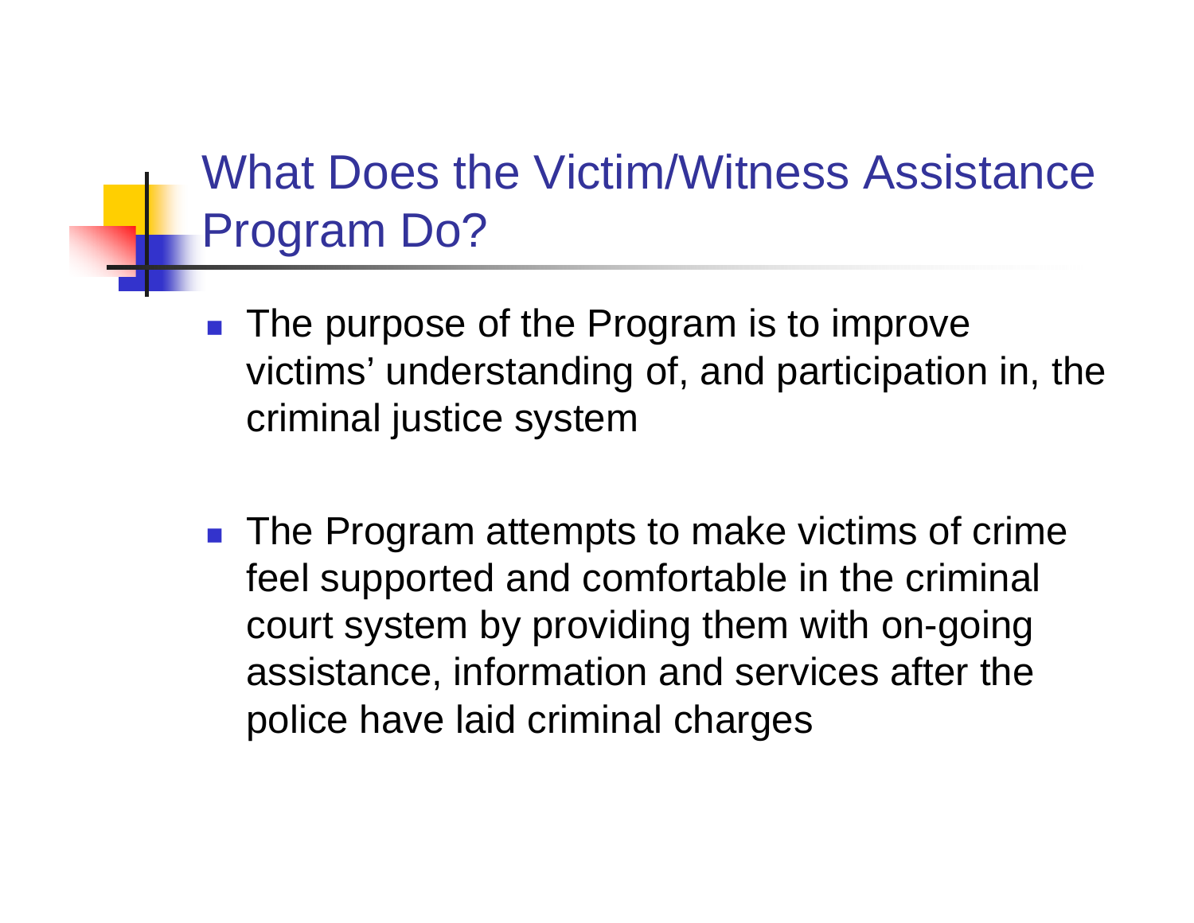## What Does the Victim/Witness Assistance Program Do?

- The purpose of the Program is to improve victims' understanding of, and participation in, the criminal justice system

- The Program attempts to make victims of crime feel supported and comfortable in the criminal court system by providing them with on-going assistance, information and services after the police have laid criminal charges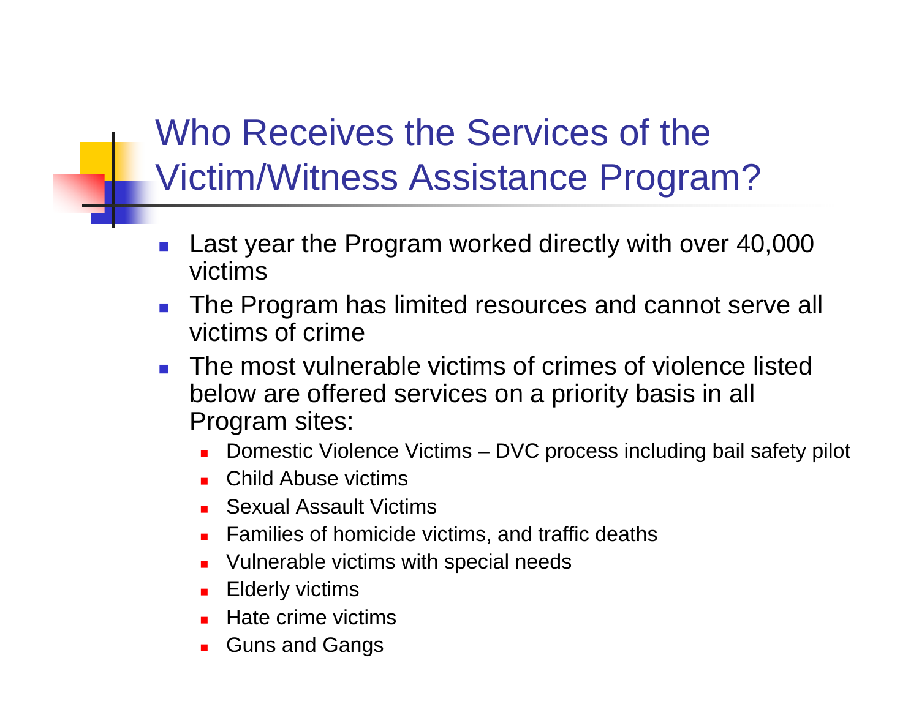# Who Receives the Services of the Victim/Witness Assistance Program?

- Last year the Program worked directly with over 40,000 victims
- The Program has limited resources and cannot serve all victims of crime
- The most vulnerable victims of crimes of violence listed below are offered services on a priority basis in all Program sites:
  - Domestic Violence Victims – DVC process including bail safety pilot
  - Child Abuse victims
  - Sexual Assault Victims
  - Families of homicide victims, and traffic deaths
  - Vulnerable victims with special needs
  - Elderly victims
  - Hate crime victims
  - Guns and Gangs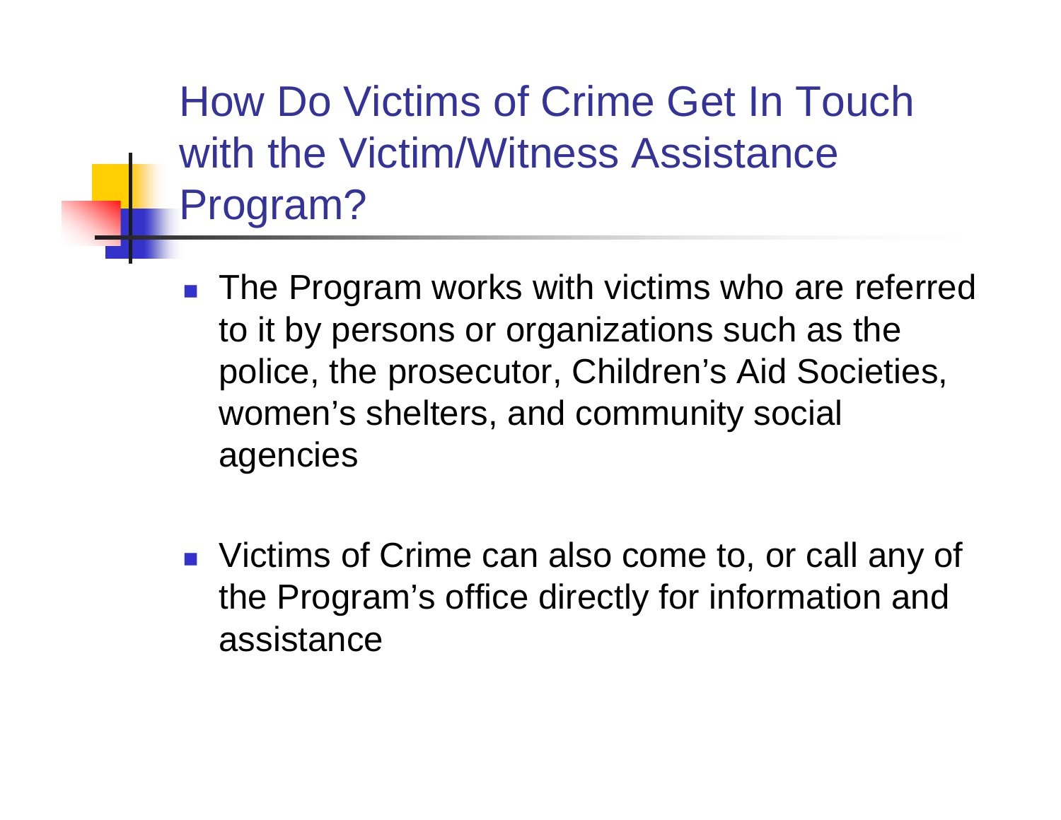# How Do Victims of Crime Get In Touch with the Victim/Witness Assistance Program?

- The Program works with victims who are referred to it by persons or organizations such as the police, the prosecutor, Children's Aid Societies, women's shelters, and community social agencies

- Victims of Crime can also come to, or call any of the Program's office directly for information and assistance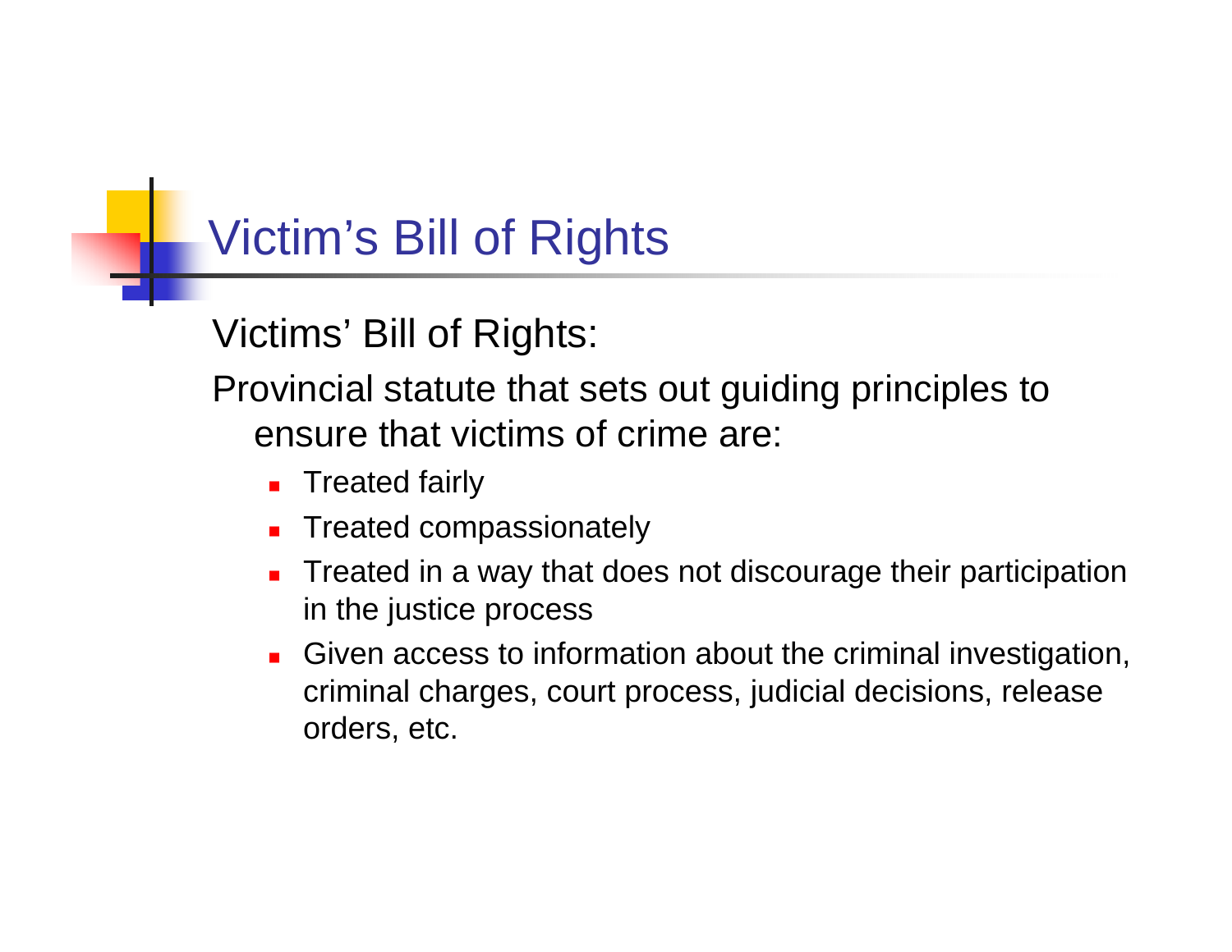# Victim’s Bill of Rights

Victims’ Bill of Rights:

Provincial statute that sets out guiding principles to ensure that victims of crime are:

- Treated fairly
- Treated compassionately
- Treated in a way that does not discourage their participation in the justice process
- Given access to information about the criminal investigation, criminal charges, court process, judicial decisions, release orders, etc.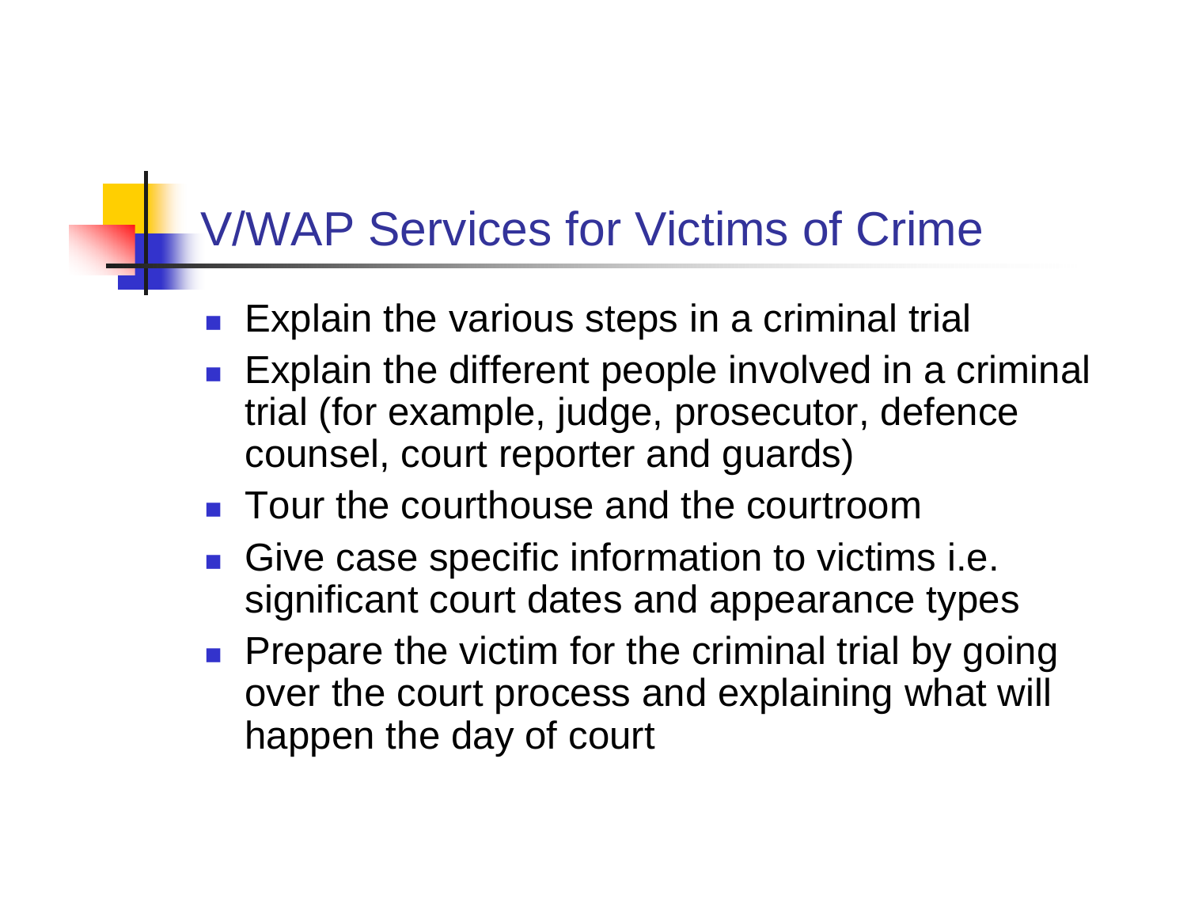# V/WAP Services for Victims of Crime

- Explain the various steps in a criminal trial
- Explain the different people involved in a criminal trial (for example, judge, prosecutor, defence counsel, court reporter and guards)
- Tour the courthouse and the courtroom
- Give case specific information to victims i.e. significant court dates and appearance types
- Prepare the victim for the criminal trial by going over the court process and explaining what will happen the day of court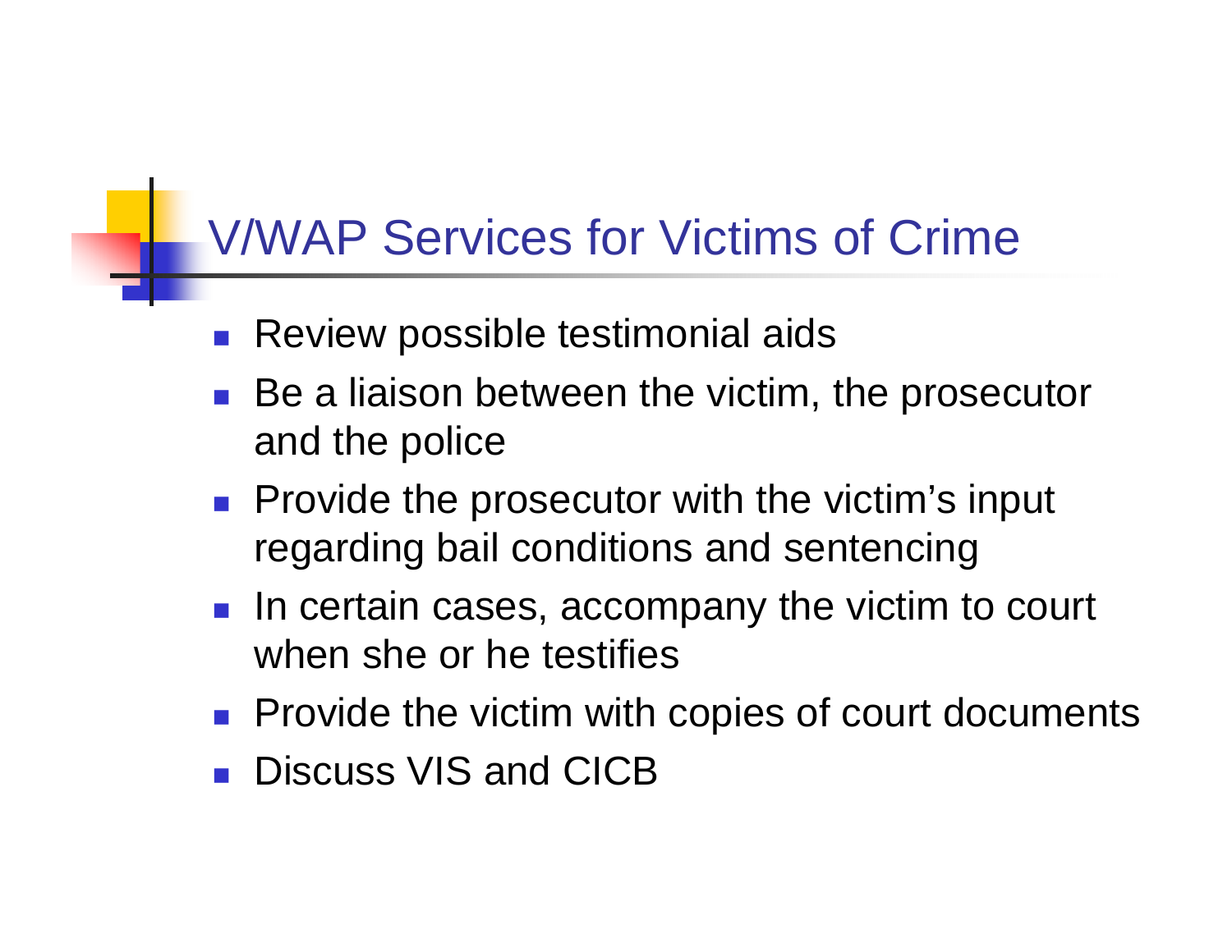# V/WAP Services for Victims of Crime

- Review possible testimonial aids
- Be a liaison between the victim, the prosecutor and the police
- Provide the prosecutor with the victim's input regarding bail conditions and sentencing
- In certain cases, accompany the victim to court when she or he testifies
- Provide the victim with copies of court documents
- Discuss VIS and CICB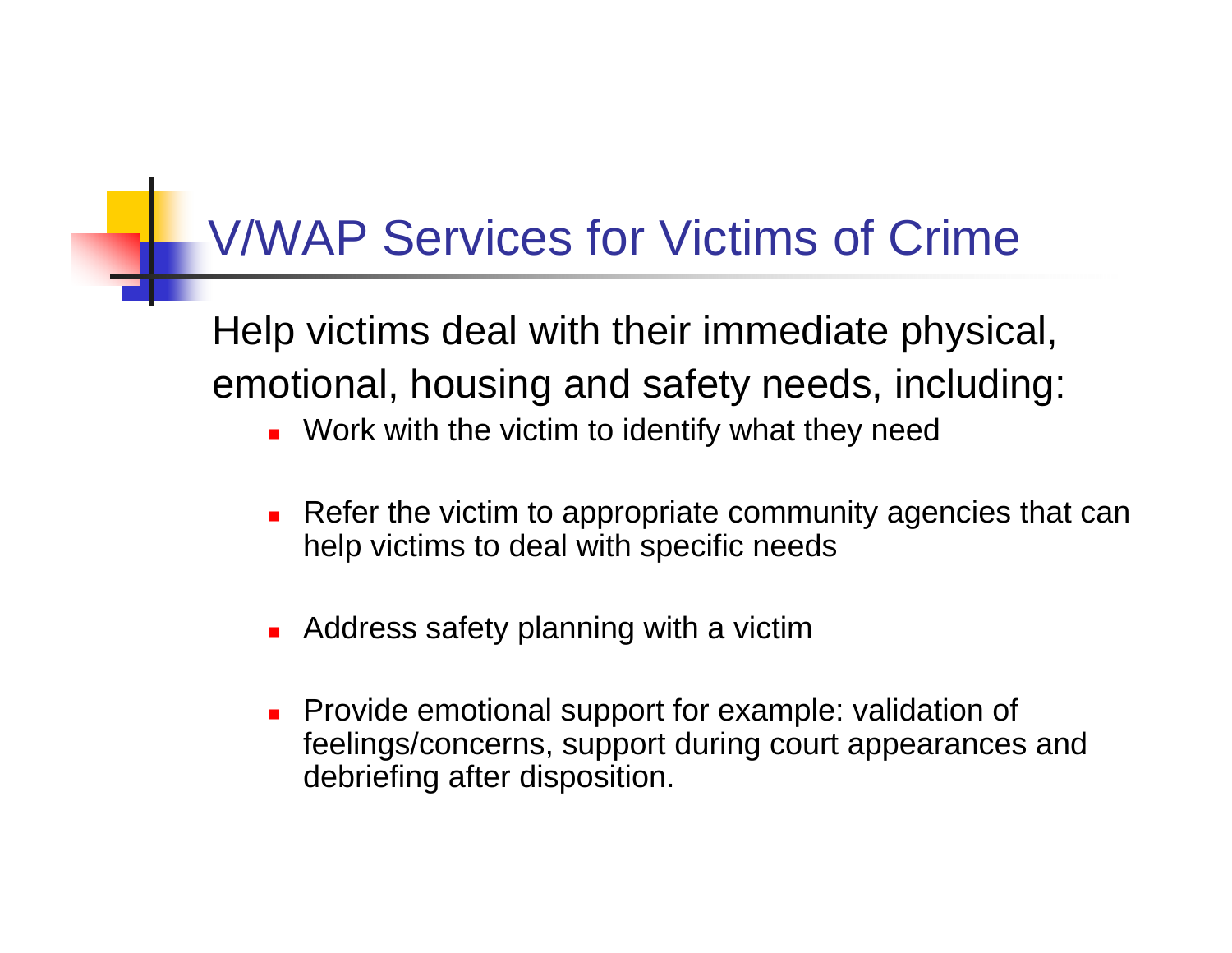# V/WAP Services for Victims of Crime

Help victims deal with their immediate physical, emotional, housing and safety needs, including:

- Work with the victim to identify what they need
- Refer the victim to appropriate community agencies that can help victims to deal with specific needs
- Address safety planning with a victim
- Provide emotional support for example: validation of feelings/concerns, support during court appearances and debriefing after disposition.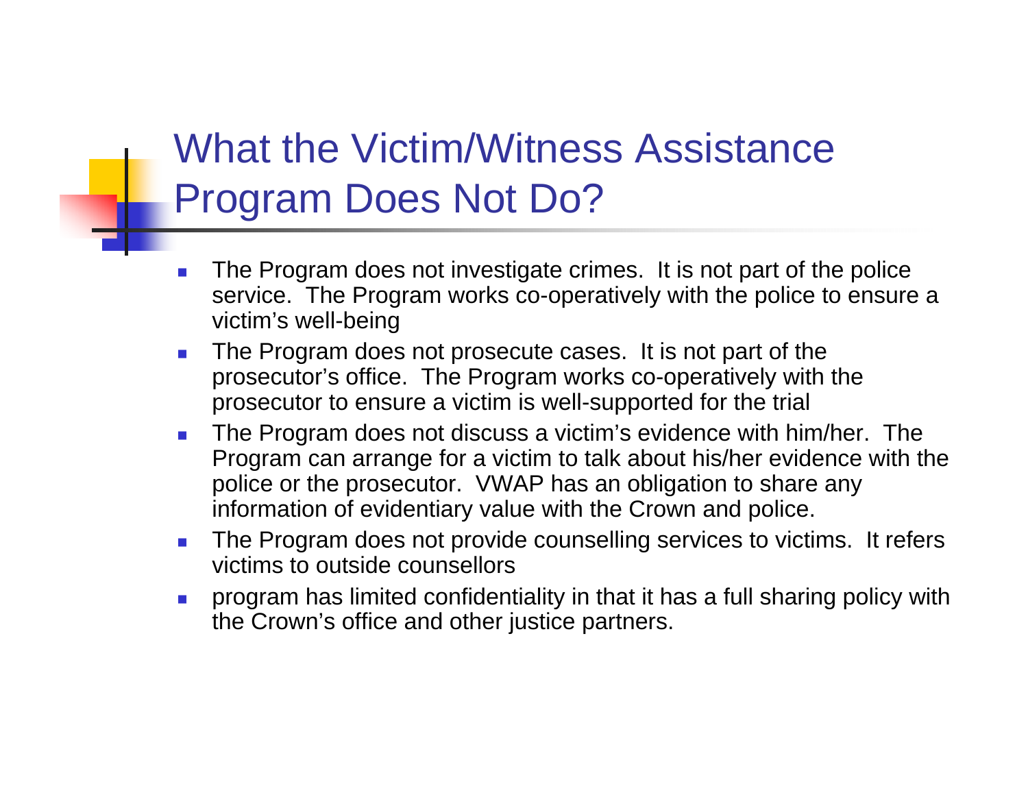# What the Victim/Witness Assistance Program Does Not Do?

- The Program does not investigate crimes. It is not part of the police service. The Program works co-operatively with the police to ensure a victim's well-being
- The Program does not prosecute cases. It is not part of the prosecutor's office. The Program works co-operatively with the prosecutor to ensure a victim is well-supported for the trial
- The Program does not discuss a victim's evidence with him/her. The Program can arrange for a victim to talk about his/her evidence with the police or the prosecutor. VWAP has an obligation to share any information of evidentiary value with the Crown and police.
- The Program does not provide counselling services to victims. It refers victims to outside counsellors
- program has limited confidentiality in that it has a full sharing policy with the Crown's office and other justice partners.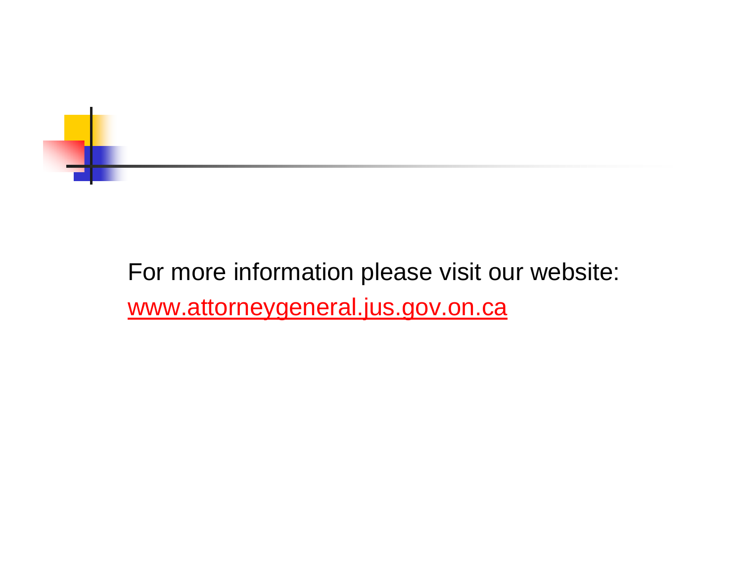For more information please visit our website:

www.attorneygeneral.jus.gov.on.ca